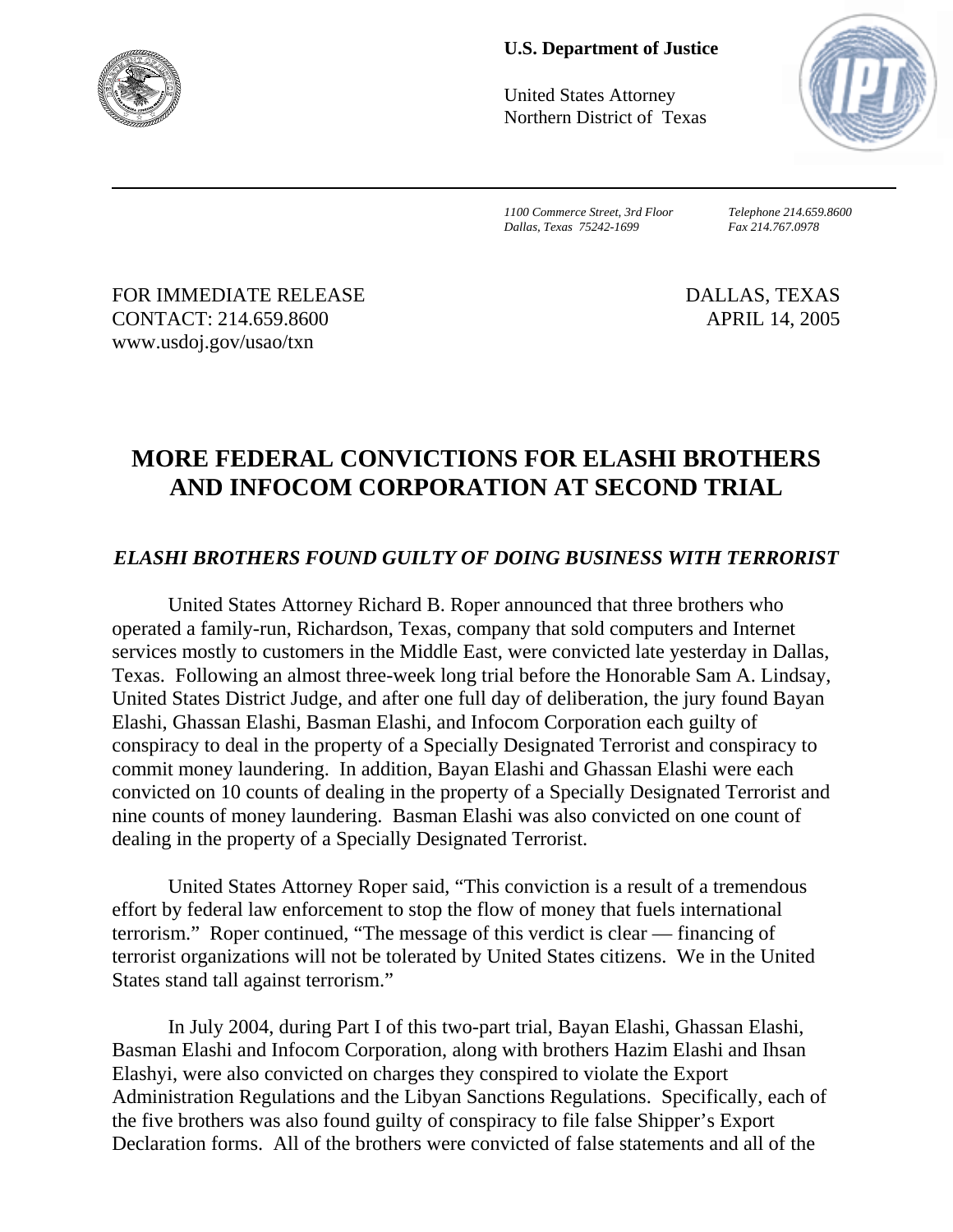**U.S. Department of Justice**

United States Attorney
Northern District of Texas

*1100 Commerce Street, 3rd Floor*
*Dallas, Texas 75242-1699*

*Telephone 214.659.8600*
*Fax 214.767.0978*

FOR IMMEDIATE RELEASE
CONTACT: 214.659.8600
www.usdoj.gov/usao/txn

DALLAS, TEXAS
APRIL 14, 2005

# MORE FEDERAL CONVICTIONS FOR ELASHI BROTHERS AND INFOCOM CORPORATION AT SECOND TRIAL

## *ELASHI BROTHERS FOUND GUILTY OF DOING BUSINESS WITH TERRORIST*

United States Attorney Richard B. Roper announced that three brothers who operated a family-run, Richardson, Texas, company that sold computers and Internet services mostly to customers in the Middle East, were convicted late yesterday in Dallas, Texas. Following an almost three-week long trial before the Honorable Sam A. Lindsay, United States District Judge, and after one full day of deliberation, the jury found Bayan Elashi, Ghassan Elashi, Basman Elashi, and Infocom Corporation each guilty of conspiracy to deal in the property of a Specially Designated Terrorist and conspiracy to commit money laundering. In addition, Bayan Elashi and Ghassan Elashi were each convicted on 10 counts of dealing in the property of a Specially Designated Terrorist and nine counts of money laundering. Basman Elashi was also convicted on one count of dealing in the property of a Specially Designated Terrorist.

United States Attorney Roper said, "This conviction is a result of a tremendous effort by federal law enforcement to stop the flow of money that fuels international terrorism." Roper continued, "The message of this verdict is clear — financing of terrorist organizations will not be tolerated by United States citizens. We in the United States stand tall against terrorism."

In July 2004, during Part I of this two-part trial, Bayan Elashi, Ghassan Elashi, Basman Elashi and Infocom Corporation, along with brothers Hazim Elashi and Ihsan Elashyi, were also convicted on charges they conspired to violate the Export Administration Regulations and the Libyan Sanctions Regulations. Specifically, each of the five brothers was also found guilty of conspiracy to file false Shipper's Export Declaration forms. All of the brothers were convicted of false statements and all of the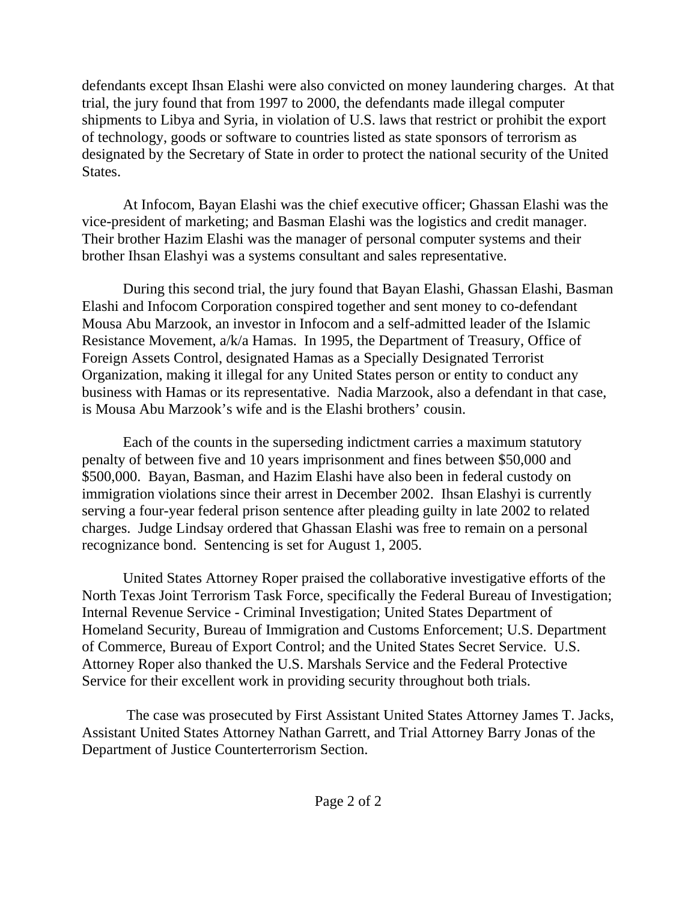defendants except Ihsan Elashi were also convicted on money laundering charges. At that trial, the jury found that from 1997 to 2000, the defendants made illegal computer shipments to Libya and Syria, in violation of U.S. laws that restrict or prohibit the export of technology, goods or software to countries listed as state sponsors of terrorism as designated by the Secretary of State in order to protect the national security of the United States.

At Infocom, Bayan Elashi was the chief executive officer; Ghassan Elashi was the vice-president of marketing; and Basman Elashi was the logistics and credit manager. Their brother Hazim Elashi was the manager of personal computer systems and their brother Ihsan Elashyi was a systems consultant and sales representative.

During this second trial, the jury found that Bayan Elashi, Ghassan Elashi, Basman Elashi and Infocom Corporation conspired together and sent money to co-defendant Mousa Abu Marzook, an investor in Infocom and a self-admitted leader of the Islamic Resistance Movement, a/k/a Hamas. In 1995, the Department of Treasury, Office of Foreign Assets Control, designated Hamas as a Specially Designated Terrorist Organization, making it illegal for any United States person or entity to conduct any business with Hamas or its representative. Nadia Marzook, also a defendant in that case, is Mousa Abu Marzook's wife and is the Elashi brothers' cousin.

Each of the counts in the superseding indictment carries a maximum statutory penalty of between five and 10 years imprisonment and fines between $50,000 and $500,000. Bayan, Basman, and Hazim Elashi have also been in federal custody on immigration violations since their arrest in December 2002. Ihsan Elashyi is currently serving a four-year federal prison sentence after pleading guilty in late 2002 to related charges. Judge Lindsay ordered that Ghassan Elashi was free to remain on a personal recognizance bond. Sentencing is set for August 1, 2005.

United States Attorney Roper praised the collaborative investigative efforts of the North Texas Joint Terrorism Task Force, specifically the Federal Bureau of Investigation; Internal Revenue Service - Criminal Investigation; United States Department of Homeland Security, Bureau of Immigration and Customs Enforcement; U.S. Department of Commerce, Bureau of Export Control; and the United States Secret Service. U.S. Attorney Roper also thanked the U.S. Marshals Service and the Federal Protective Service for their excellent work in providing security throughout both trials.

The case was prosecuted by First Assistant United States Attorney James T. Jacks, Assistant United States Attorney Nathan Garrett, and Trial Attorney Barry Jonas of the Department of Justice Counterterrorism Section.